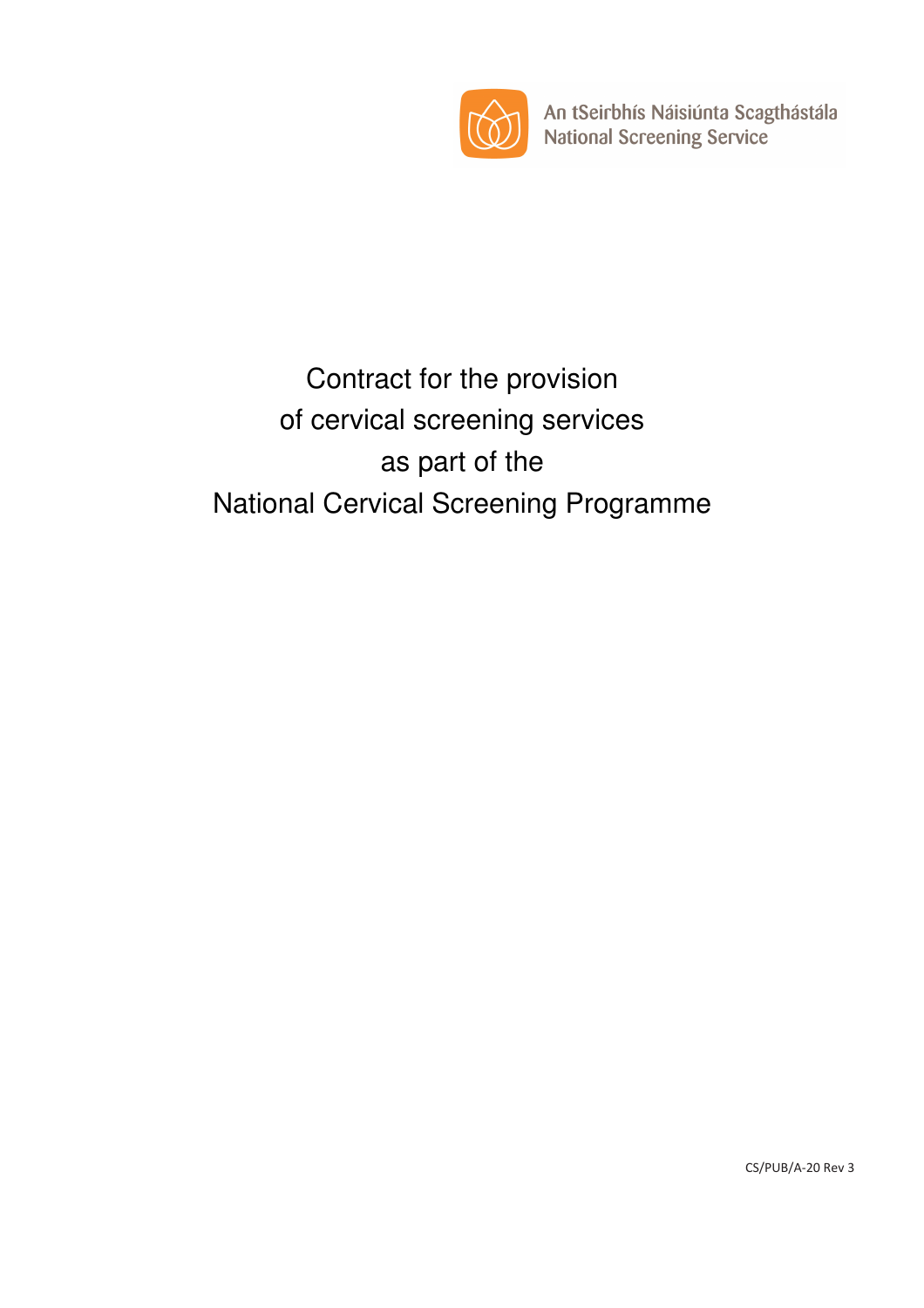An tSeirbhís Náisiúnta Scagthástála
National Screening Service

# Contract for the provision of cervical screening services as part of the National Cervical Screening Programme

CS/PUB/A-20 Rev 3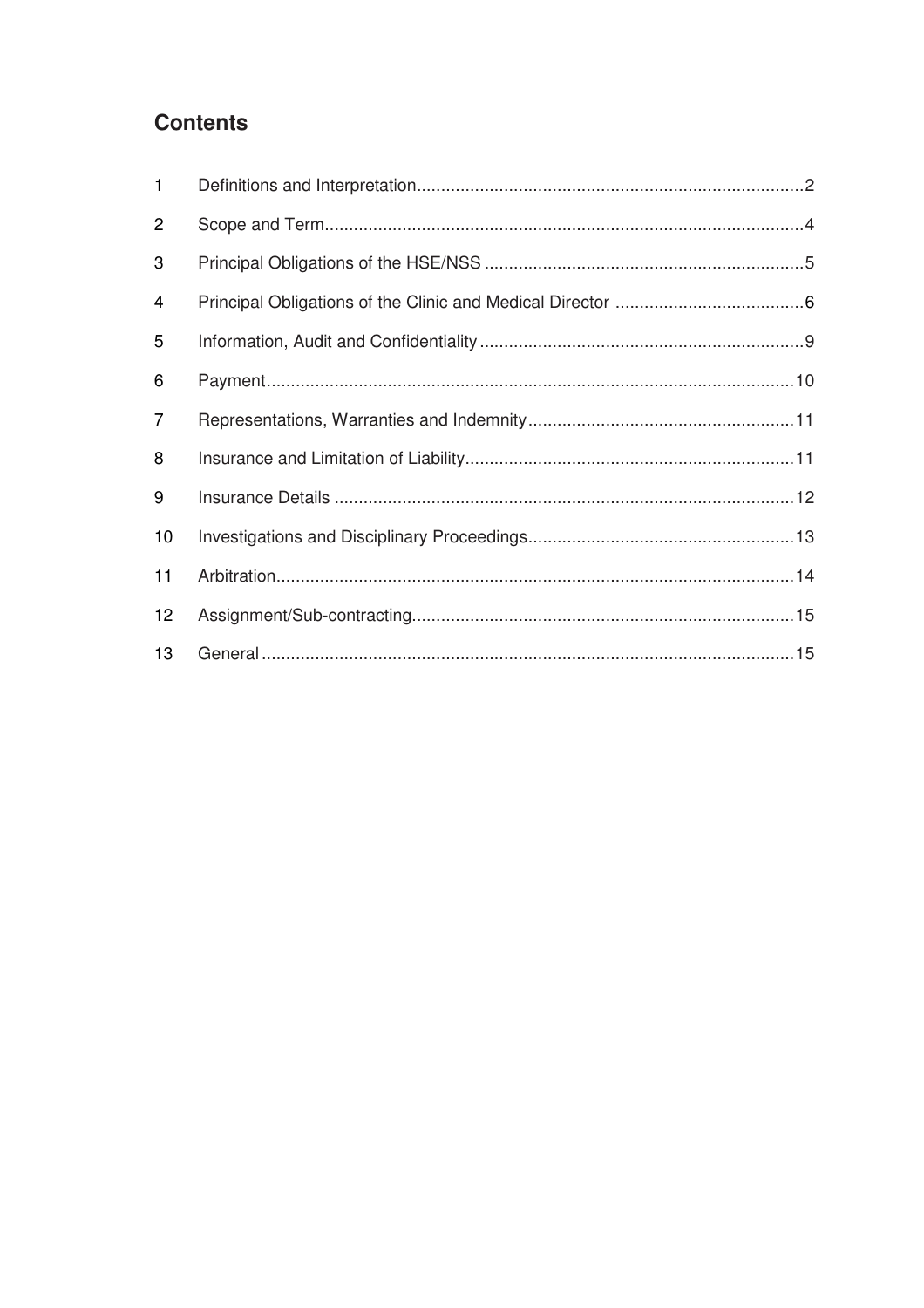## Contents

| | | |
|---|---|---|
| 1 | Definitions and Interpretation | 2 |
| 2 | Scope and Term | 4 |
| 3 | Principal Obligations of the HSE/NSS | 5 |
| 4 | Principal Obligations of the Clinic and Medical Director | 6 |
| 5 | Information, Audit and Confidentiality | 9 |
| 6 | Payment | 10 |
| 7 | Representations, Warranties and Indemnity | 11 |
| 8 | Insurance and Limitation of Liability | 11 |
| 9 | Insurance Details | 12 |
| 10 | Investigations and Disciplinary Proceedings | 13 |
| 11 | Arbitration | 14 |
| 12 | Assignment/Sub-contracting | 15 |
| 13 | General | 15 |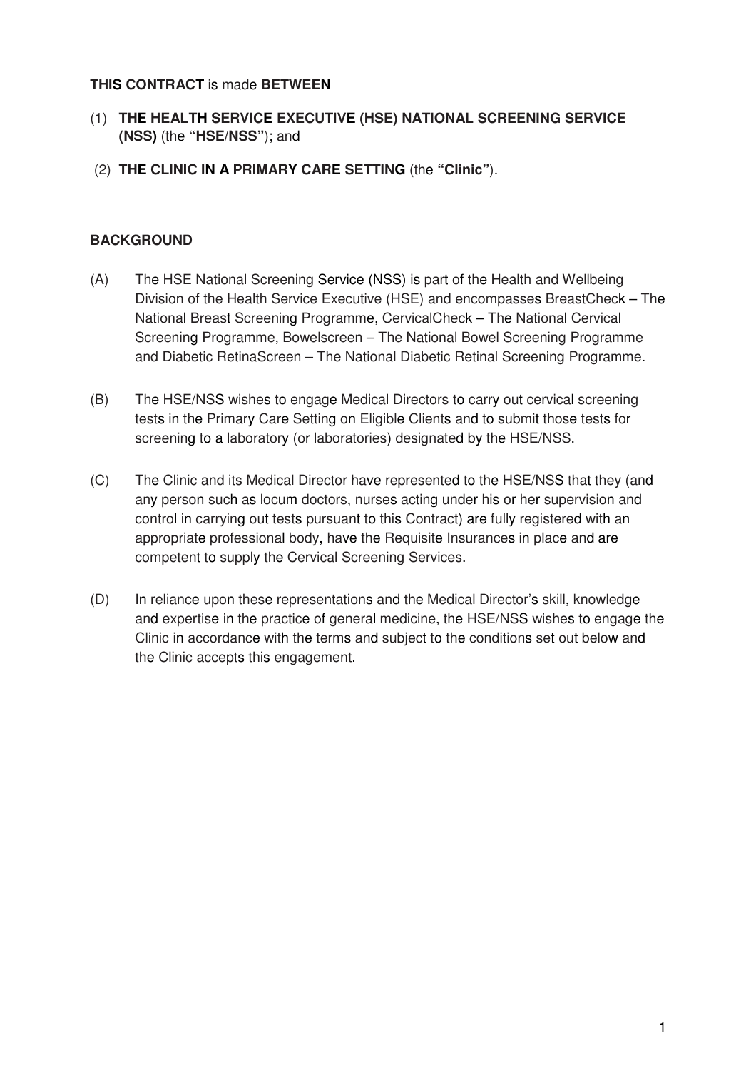**THIS CONTRACT** is made **BETWEEN**

(1) **THE HEALTH SERVICE EXECUTIVE (HSE) NATIONAL SCREENING SERVICE (NSS)** (the **"HSE/NSS"**); and

(2) **THE CLINIC IN A PRIMARY CARE SETTING** (the **"Clinic"**).

**BACKGROUND**

(A) The HSE National Screening Service (NSS) is part of the Health and Wellbeing Division of the Health Service Executive (HSE) and encompasses BreastCheck – The National Breast Screening Programme, CervicalCheck – The National Cervical Screening Programme, Bowelscreen – The National Bowel Screening Programme and Diabetic RetinaScreen – The National Diabetic Retinal Screening Programme.

(B) The HSE/NSS wishes to engage Medical Directors to carry out cervical screening tests in the Primary Care Setting on Eligible Clients and to submit those tests for screening to a laboratory (or laboratories) designated by the HSE/NSS.

(C) The Clinic and its Medical Director have represented to the HSE/NSS that they (and any person such as locum doctors, nurses acting under his or her supervision and control in carrying out tests pursuant to this Contract) are fully registered with an appropriate professional body, have the Requisite Insurances in place and are competent to supply the Cervical Screening Services.

(D) In reliance upon these representations and the Medical Director's skill, knowledge and expertise in the practice of general medicine, the HSE/NSS wishes to engage the Clinic in accordance with the terms and subject to the conditions set out below and the Clinic accepts this engagement.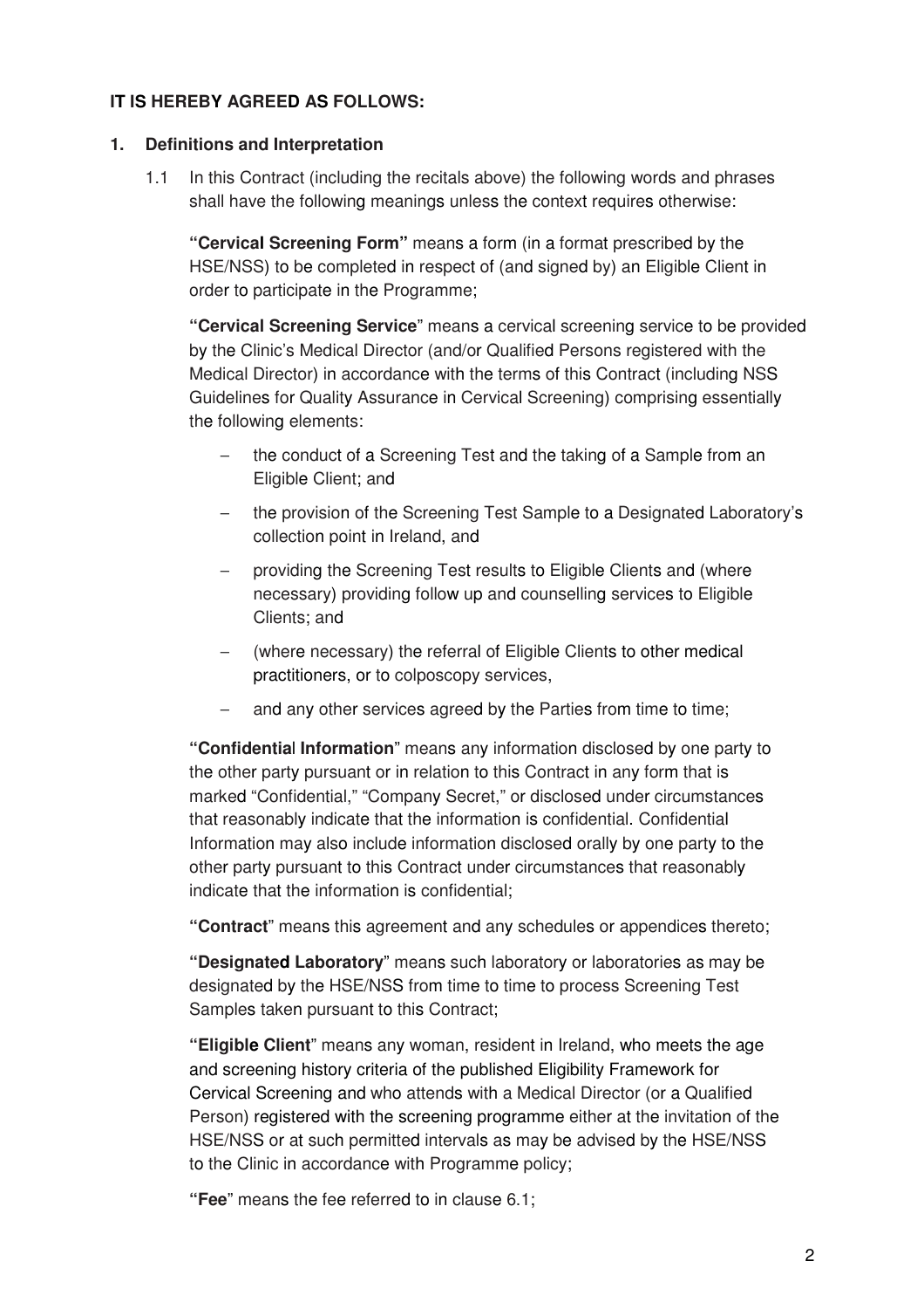**IT IS HEREBY AGREED AS FOLLOWS:**

## 1. Definitions and Interpretation

1.1 In this Contract (including the recitals above) the following words and phrases shall have the following meanings unless the context requires otherwise:

**"Cervical Screening Form"** means a form (in a format prescribed by the HSE/NSS) to be completed in respect of (and signed by) an Eligible Client in order to participate in the Programme;

**"Cervical Screening Service"** means a cervical screening service to be provided by the Clinic's Medical Director (and/or Qualified Persons registered with the Medical Director) in accordance with the terms of this Contract (including NSS Guidelines for Quality Assurance in Cervical Screening) comprising essentially the following elements:

- the conduct of a Screening Test and the taking of a Sample from an Eligible Client; and
- the provision of the Screening Test Sample to a Designated Laboratory's collection point in Ireland, and
- providing the Screening Test results to Eligible Clients and (where necessary) providing follow up and counselling services to Eligible Clients; and
- (where necessary) the referral of Eligible Clients to other medical practitioners, or to colposcopy services,
- and any other services agreed by the Parties from time to time;

**"Confidential Information"** means any information disclosed by one party to the other party pursuant or in relation to this Contract in any form that is marked "Confidential," "Company Secret," or disclosed under circumstances that reasonably indicate that the information is confidential. Confidential Information may also include information disclosed orally by one party to the other party pursuant to this Contract under circumstances that reasonably indicate that the information is confidential;

**"Contract"** means this agreement and any schedules or appendices thereto;

**"Designated Laboratory"** means such laboratory or laboratories as may be designated by the HSE/NSS from time to time to process Screening Test Samples taken pursuant to this Contract;

**"Eligible Client"** means any woman, resident in Ireland, who meets the age and screening history criteria of the published Eligibility Framework for Cervical Screening and who attends with a Medical Director (or a Qualified Person) registered with the screening programme either at the invitation of the HSE/NSS or at such permitted intervals as may be advised by the HSE/NSS to the Clinic in accordance with Programme policy;

**"Fee"** means the fee referred to in clause 6.1;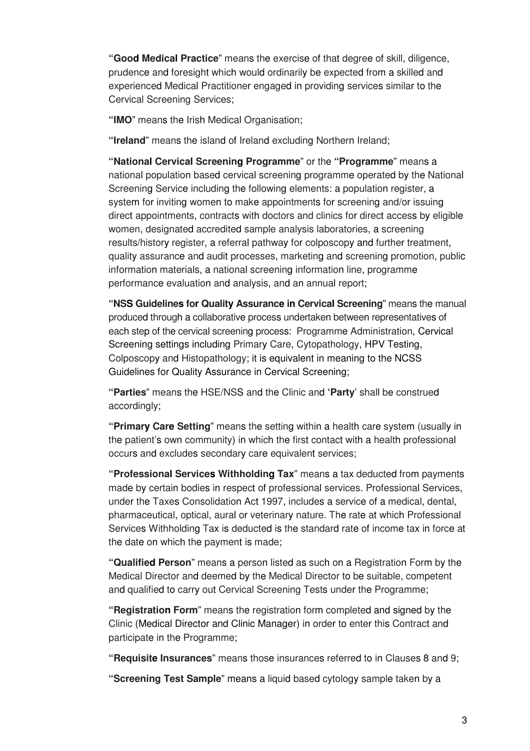"**Good Medical Practice**" means the exercise of that degree of skill, diligence, prudence and foresight which would ordinarily be expected from a skilled and experienced Medical Practitioner engaged in providing services similar to the Cervical Screening Services;

"**IMO**" means the Irish Medical Organisation;

"**Ireland**" means the island of Ireland excluding Northern Ireland;

"**National Cervical Screening Programme**" or the "**Programme**" means a national population based cervical screening programme operated by the National Screening Service including the following elements: a population register, a system for inviting women to make appointments for screening and/or issuing direct appointments, contracts with doctors and clinics for direct access by eligible women, designated accredited sample analysis laboratories, a screening results/history register, a referral pathway for colposcopy and further treatment, quality assurance and audit processes, marketing and screening promotion, public information materials, a national screening information line, programme performance evaluation and analysis, and an annual report;

"**NSS Guidelines for Quality Assurance in Cervical Screening**" means the manual produced through a collaborative process undertaken between representatives of each step of the cervical screening process: Programme Administration, Cervical Screening settings including Primary Care, Cytopathology, HPV Testing, Colposcopy and Histopathology; it is equivalent in meaning to the NCSS Guidelines for Quality Assurance in Cervical Screening;

"**Parties**" means the HSE/NSS and the Clinic and '**Party**' shall be construed accordingly;

"**Primary Care Setting**" means the setting within a health care system (usually in the patient's own community) in which the first contact with a health professional occurs and excludes secondary care equivalent services;

"**Professional Services Withholding Tax**" means a tax deducted from payments made by certain bodies in respect of professional services. Professional Services, under the Taxes Consolidation Act 1997, includes a service of a medical, dental, pharmaceutical, optical, aural or veterinary nature. The rate at which Professional Services Withholding Tax is deducted is the standard rate of income tax in force at the date on which the payment is made;

"**Qualified Person**" means a person listed as such on a Registration Form by the Medical Director and deemed by the Medical Director to be suitable, competent and qualified to carry out Cervical Screening Tests under the Programme;

"**Registration Form**" means the registration form completed and signed by the Clinic (Medical Director and Clinic Manager) in order to enter this Contract and participate in the Programme;

"**Requisite Insurances**" means those insurances referred to in Clauses 8 and 9;

"**Screening Test Sample**" means a liquid based cytology sample taken by a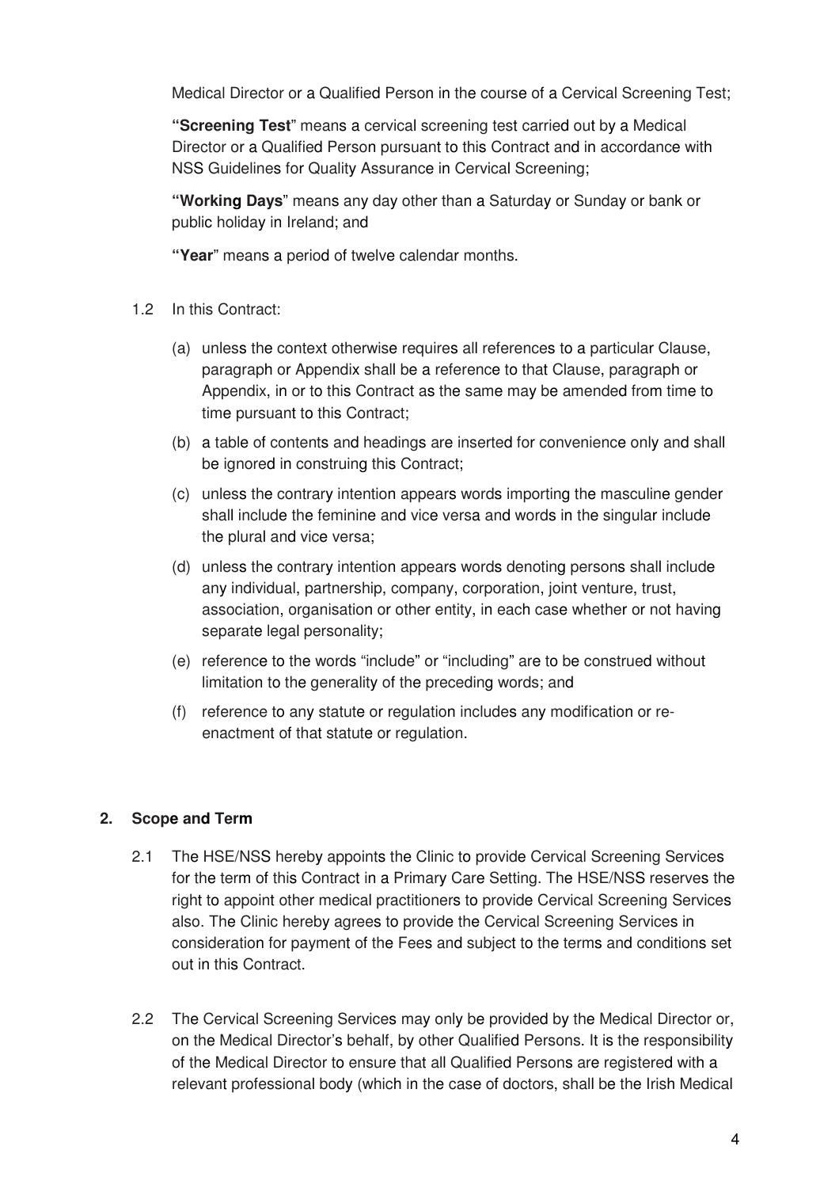Medical Director or a Qualified Person in the course of a Cervical Screening Test;

**"Screening Test"** means a cervical screening test carried out by a Medical Director or a Qualified Person pursuant to this Contract and in accordance with NSS Guidelines for Quality Assurance in Cervical Screening;

**"Working Days"** means any day other than a Saturday or Sunday or bank or public holiday in Ireland; and

**"Year"** means a period of twelve calendar months.

1.2 In this Contract:

(a) unless the context otherwise requires all references to a particular Clause, paragraph or Appendix shall be a reference to that Clause, paragraph or Appendix, in or to this Contract as the same may be amended from time to time pursuant to this Contract;

(b) a table of contents and headings are inserted for convenience only and shall be ignored in construing this Contract;

(c) unless the contrary intention appears words importing the masculine gender shall include the feminine and vice versa and words in the singular include the plural and vice versa;

(d) unless the contrary intention appears words denoting persons shall include any individual, partnership, company, corporation, joint venture, trust, association, organisation or other entity, in each case whether or not having separate legal personality;

(e) reference to the words "include" or "including" are to be construed without limitation to the generality of the preceding words; and

(f) reference to any statute or regulation includes any modification or re-enactment of that statute or regulation.

## 2. Scope and Term

2.1 The HSE/NSS hereby appoints the Clinic to provide Cervical Screening Services for the term of this Contract in a Primary Care Setting. The HSE/NSS reserves the right to appoint other medical practitioners to provide Cervical Screening Services also. The Clinic hereby agrees to provide the Cervical Screening Services in consideration for payment of the Fees and subject to the terms and conditions set out in this Contract.

2.2 The Cervical Screening Services may only be provided by the Medical Director or, on the Medical Director's behalf, by other Qualified Persons. It is the responsibility of the Medical Director to ensure that all Qualified Persons are registered with a relevant professional body (which in the case of doctors, shall be the Irish Medical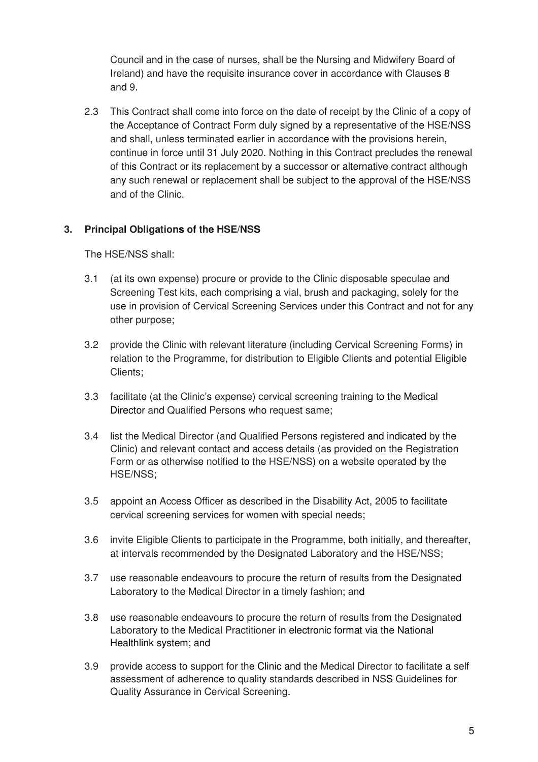Council and in the case of nurses, shall be the Nursing and Midwifery Board of Ireland) and have the requisite insurance cover in accordance with Clauses 8 and 9.

2.3 This Contract shall come into force on the date of receipt by the Clinic of a copy of the Acceptance of Contract Form duly signed by a representative of the HSE/NSS and shall, unless terminated earlier in accordance with the provisions herein, continue in force until 31 July 2020. Nothing in this Contract precludes the renewal of this Contract or its replacement by a successor or alternative contract although any such renewal or replacement shall be subject to the approval of the HSE/NSS and of the Clinic.

**3. Principal Obligations of the HSE/NSS**

The HSE/NSS shall:

3.1 (at its own expense) procure or provide to the Clinic disposable speculae and Screening Test kits, each comprising a vial, brush and packaging, solely for the use in provision of Cervical Screening Services under this Contract and not for any other purpose;

3.2 provide the Clinic with relevant literature (including Cervical Screening Forms) in relation to the Programme, for distribution to Eligible Clients and potential Eligible Clients;

3.3 facilitate (at the Clinic's expense) cervical screening training to the Medical Director and Qualified Persons who request same;

3.4 list the Medical Director (and Qualified Persons registered and indicated by the Clinic) and relevant contact and access details (as provided on the Registration Form or as otherwise notified to the HSE/NSS) on a website operated by the HSE/NSS;

3.5 appoint an Access Officer as described in the Disability Act, 2005 to facilitate cervical screening services for women with special needs;

3.6 invite Eligible Clients to participate in the Programme, both initially, and thereafter, at intervals recommended by the Designated Laboratory and the HSE/NSS;

3.7 use reasonable endeavours to procure the return of results from the Designated Laboratory to the Medical Director in a timely fashion; and

3.8 use reasonable endeavours to procure the return of results from the Designated Laboratory to the Medical Practitioner in electronic format via the National Healthlink system; and

3.9 provide access to support for the Clinic and the Medical Director to facilitate a self assessment of adherence to quality standards described in NSS Guidelines for Quality Assurance in Cervical Screening.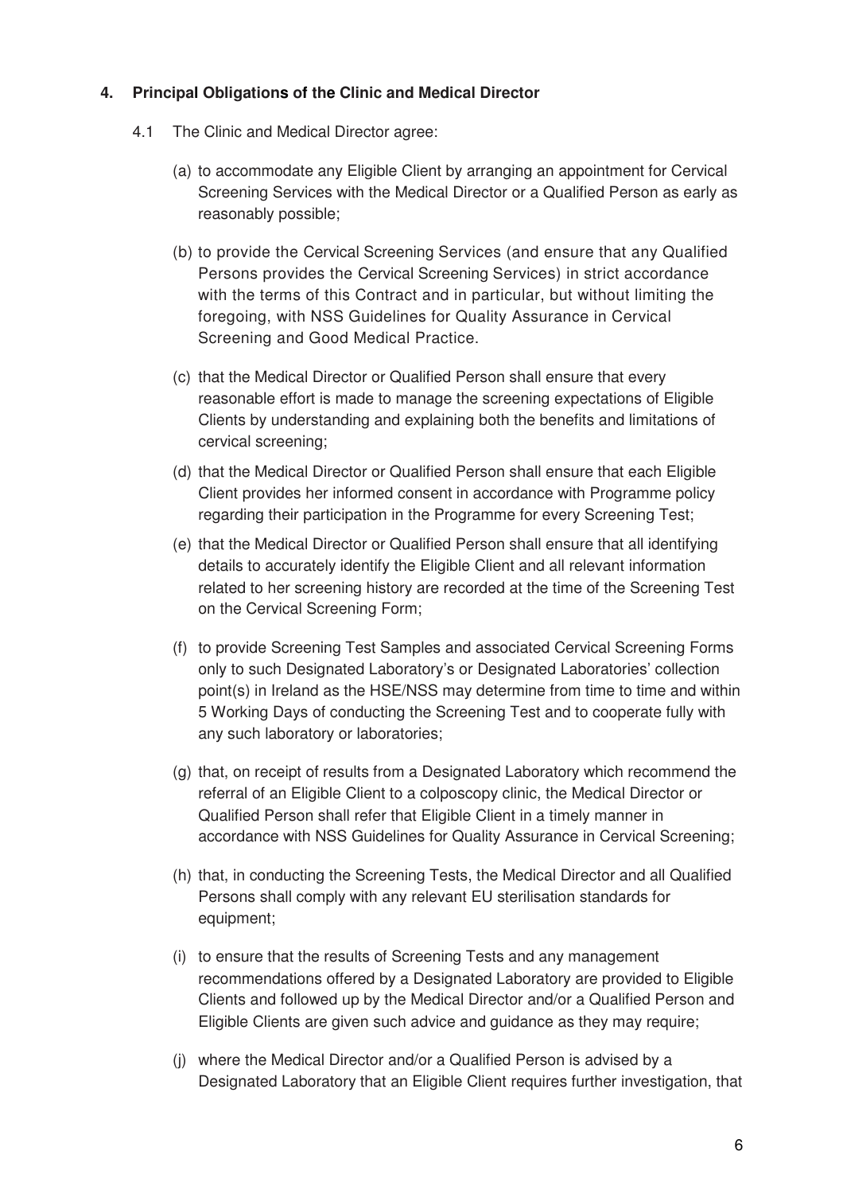## 4. Principal Obligations of the Clinic and Medical Director

4.1 The Clinic and Medical Director agree:

(a) to accommodate any Eligible Client by arranging an appointment for Cervical Screening Services with the Medical Director or a Qualified Person as early as reasonably possible;

(b) to provide the Cervical Screening Services (and ensure that any Qualified Persons provides the Cervical Screening Services) in strict accordance with the terms of this Contract and in particular, but without limiting the foregoing, with NSS Guidelines for Quality Assurance in Cervical Screening and Good Medical Practice.

(c) that the Medical Director or Qualified Person shall ensure that every reasonable effort is made to manage the screening expectations of Eligible Clients by understanding and explaining both the benefits and limitations of cervical screening;

(d) that the Medical Director or Qualified Person shall ensure that each Eligible Client provides her informed consent in accordance with Programme policy regarding their participation in the Programme for every Screening Test;

(e) that the Medical Director or Qualified Person shall ensure that all identifying details to accurately identify the Eligible Client and all relevant information related to her screening history are recorded at the time of the Screening Test on the Cervical Screening Form;

(f) to provide Screening Test Samples and associated Cervical Screening Forms only to such Designated Laboratory's or Designated Laboratories' collection point(s) in Ireland as the HSE/NSS may determine from time to time and within 5 Working Days of conducting the Screening Test and to cooperate fully with any such laboratory or laboratories;

(g) that, on receipt of results from a Designated Laboratory which recommend the referral of an Eligible Client to a colposcopy clinic, the Medical Director or Qualified Person shall refer that Eligible Client in a timely manner in accordance with NSS Guidelines for Quality Assurance in Cervical Screening;

(h) that, in conducting the Screening Tests, the Medical Director and all Qualified Persons shall comply with any relevant EU sterilisation standards for equipment;

(i) to ensure that the results of Screening Tests and any management recommendations offered by a Designated Laboratory are provided to Eligible Clients and followed up by the Medical Director and/or a Qualified Person and Eligible Clients are given such advice and guidance as they may require;

(j) where the Medical Director and/or a Qualified Person is advised by a Designated Laboratory that an Eligible Client requires further investigation, that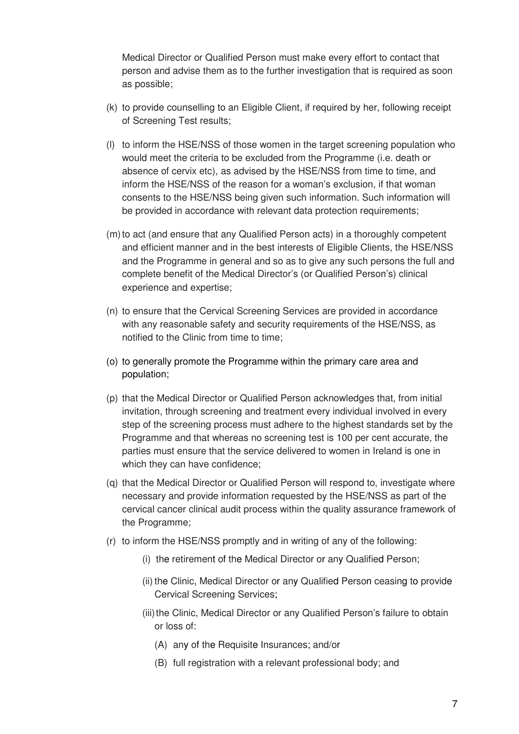Medical Director or Qualified Person must make every effort to contact that person and advise them as to the further investigation that is required as soon as possible;

(k) to provide counselling to an Eligible Client, if required by her, following receipt of Screening Test results;

(l) to inform the HSE/NSS of those women in the target screening population who would meet the criteria to be excluded from the Programme (i.e. death or absence of cervix etc), as advised by the HSE/NSS from time to time, and inform the HSE/NSS of the reason for a woman's exclusion, if that woman consents to the HSE/NSS being given such information. Such information will be provided in accordance with relevant data protection requirements;

(m) to act (and ensure that any Qualified Person acts) in a thoroughly competent and efficient manner and in the best interests of Eligible Clients, the HSE/NSS and the Programme in general and so as to give any such persons the full and complete benefit of the Medical Director's (or Qualified Person's) clinical experience and expertise;

(n) to ensure that the Cervical Screening Services are provided in accordance with any reasonable safety and security requirements of the HSE/NSS, as notified to the Clinic from time to time;

(o) to generally promote the Programme within the primary care area and population;

(p) that the Medical Director or Qualified Person acknowledges that, from initial invitation, through screening and treatment every individual involved in every step of the screening process must adhere to the highest standards set by the Programme and that whereas no screening test is 100 per cent accurate, the parties must ensure that the service delivered to women in Ireland is one in which they can have confidence;

(q) that the Medical Director or Qualified Person will respond to, investigate where necessary and provide information requested by the HSE/NSS as part of the cervical cancer clinical audit process within the quality assurance framework of the Programme;

(r) to inform the HSE/NSS promptly and in writing of any of the following:

   (i) the retirement of the Medical Director or any Qualified Person;

   (ii) the Clinic, Medical Director or any Qualified Person ceasing to provide Cervical Screening Services;

   (iii) the Clinic, Medical Director or any Qualified Person's failure to obtain or loss of:

      (A) any of the Requisite Insurances; and/or

      (B) full registration with a relevant professional body; and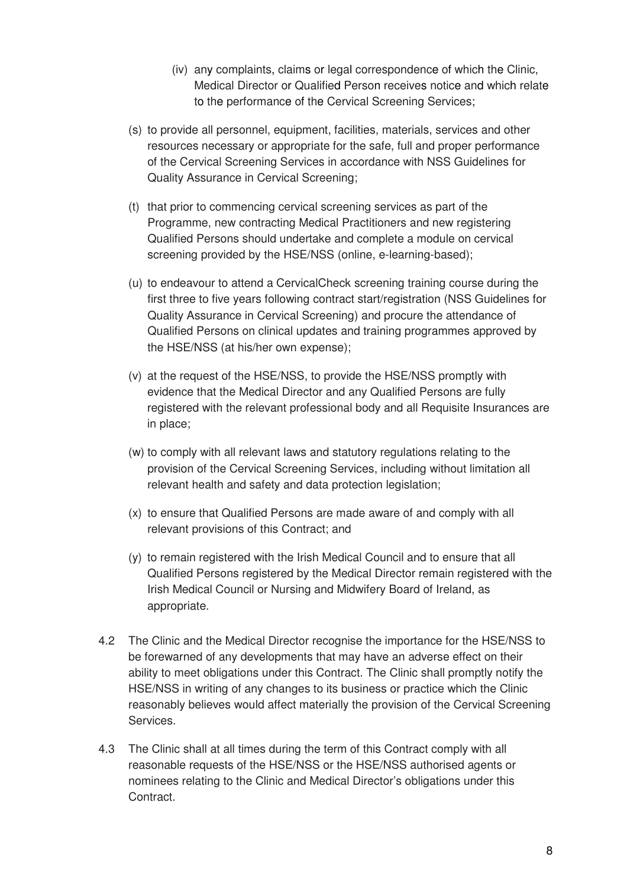(iv) any complaints, claims or legal correspondence of which the Clinic, Medical Director or Qualified Person receives notice and which relate to the performance of the Cervical Screening Services;

(s) to provide all personnel, equipment, facilities, materials, services and other resources necessary or appropriate for the safe, full and proper performance of the Cervical Screening Services in accordance with NSS Guidelines for Quality Assurance in Cervical Screening;

(t) that prior to commencing cervical screening services as part of the Programme, new contracting Medical Practitioners and new registering Qualified Persons should undertake and complete a module on cervical screening provided by the HSE/NSS (online, e-learning-based);

(u) to endeavour to attend a CervicalCheck screening training course during the first three to five years following contract start/registration (NSS Guidelines for Quality Assurance in Cervical Screening) and procure the attendance of Qualified Persons on clinical updates and training programmes approved by the HSE/NSS (at his/her own expense);

(v) at the request of the HSE/NSS, to provide the HSE/NSS promptly with evidence that the Medical Director and any Qualified Persons are fully registered with the relevant professional body and all Requisite Insurances are in place;

(w) to comply with all relevant laws and statutory regulations relating to the provision of the Cervical Screening Services, including without limitation all relevant health and safety and data protection legislation;

(x) to ensure that Qualified Persons are made aware of and comply with all relevant provisions of this Contract; and

(y) to remain registered with the Irish Medical Council and to ensure that all Qualified Persons registered by the Medical Director remain registered with the Irish Medical Council or Nursing and Midwifery Board of Ireland, as appropriate.

4.2 The Clinic and the Medical Director recognise the importance for the HSE/NSS to be forewarned of any developments that may have an adverse effect on their ability to meet obligations under this Contract. The Clinic shall promptly notify the HSE/NSS in writing of any changes to its business or practice which the Clinic reasonably believes would affect materially the provision of the Cervical Screening Services.

4.3 The Clinic shall at all times during the term of this Contract comply with all reasonable requests of the HSE/NSS or the HSE/NSS authorised agents or nominees relating to the Clinic and Medical Director's obligations under this Contract.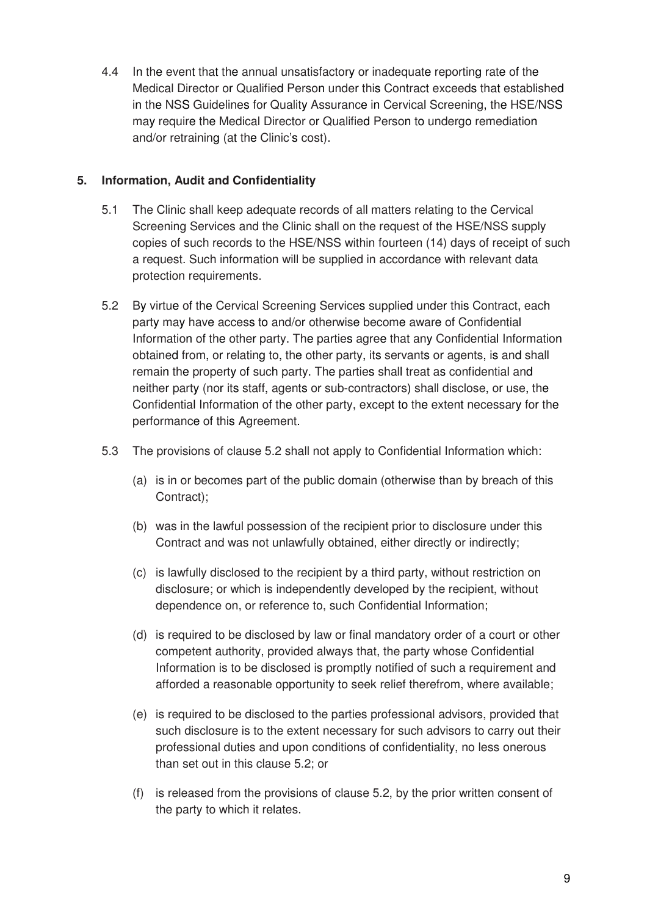4.4 In the event that the annual unsatisfactory or inadequate reporting rate of the Medical Director or Qualified Person under this Contract exceeds that established in the NSS Guidelines for Quality Assurance in Cervical Screening, the HSE/NSS may require the Medical Director or Qualified Person to undergo remediation and/or retraining (at the Clinic's cost).

## 5. Information, Audit and Confidentiality

5.1 The Clinic shall keep adequate records of all matters relating to the Cervical Screening Services and the Clinic shall on the request of the HSE/NSS supply copies of such records to the HSE/NSS within fourteen (14) days of receipt of such a request. Such information will be supplied in accordance with relevant data protection requirements.

5.2 By virtue of the Cervical Screening Services supplied under this Contract, each party may have access to and/or otherwise become aware of Confidential Information of the other party. The parties agree that any Confidential Information obtained from, or relating to, the other party, its servants or agents, is and shall remain the property of such party. The parties shall treat as confidential and neither party (nor its staff, agents or sub-contractors) shall disclose, or use, the Confidential Information of the other party, except to the extent necessary for the performance of this Agreement.

5.3 The provisions of clause 5.2 shall not apply to Confidential Information which:

(a) is in or becomes part of the public domain (otherwise than by breach of this Contract);

(b) was in the lawful possession of the recipient prior to disclosure under this Contract and was not unlawfully obtained, either directly or indirectly;

(c) is lawfully disclosed to the recipient by a third party, without restriction on disclosure; or which is independently developed by the recipient, without dependence on, or reference to, such Confidential Information;

(d) is required to be disclosed by law or final mandatory order of a court or other competent authority, provided always that, the party whose Confidential Information is to be disclosed is promptly notified of such a requirement and afforded a reasonable opportunity to seek relief therefrom, where available;

(e) is required to be disclosed to the parties professional advisors, provided that such disclosure is to the extent necessary for such advisors to carry out their professional duties and upon conditions of confidentiality, no less onerous than set out in this clause 5.2; or

(f) is released from the provisions of clause 5.2, by the prior written consent of the party to which it relates.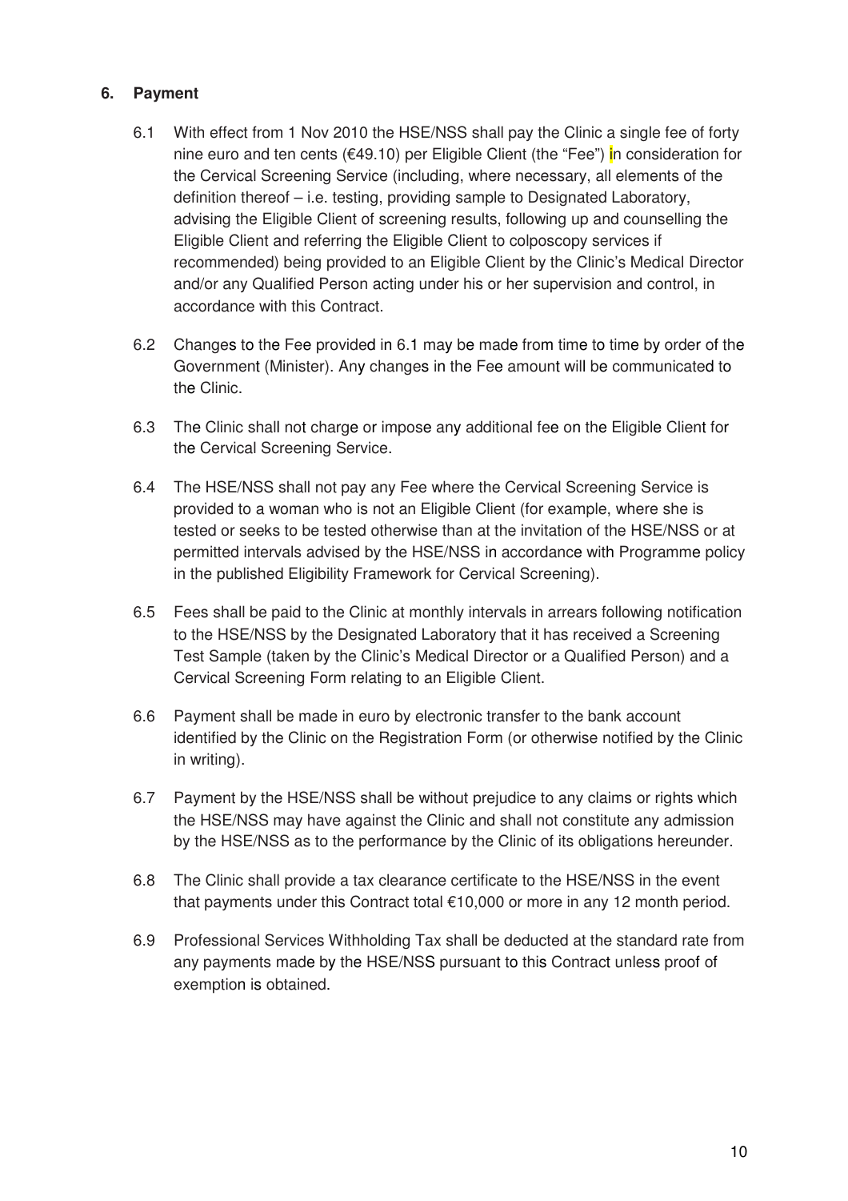## 6. Payment

6.1 With effect from 1 Nov 2010 the HSE/NSS shall pay the Clinic a single fee of forty nine euro and ten cents (€49.10) per Eligible Client (the "Fee") in consideration for the Cervical Screening Service (including, where necessary, all elements of the definition thereof – i.e. testing, providing sample to Designated Laboratory, advising the Eligible Client of screening results, following up and counselling the Eligible Client and referring the Eligible Client to colposcopy services if recommended) being provided to an Eligible Client by the Clinic's Medical Director and/or any Qualified Person acting under his or her supervision and control, in accordance with this Contract.

6.2 Changes to the Fee provided in 6.1 may be made from time to time by order of the Government (Minister). Any changes in the Fee amount will be communicated to the Clinic.

6.3 The Clinic shall not charge or impose any additional fee on the Eligible Client for the Cervical Screening Service.

6.4 The HSE/NSS shall not pay any Fee where the Cervical Screening Service is provided to a woman who is not an Eligible Client (for example, where she is tested or seeks to be tested otherwise than at the invitation of the HSE/NSS or at permitted intervals advised by the HSE/NSS in accordance with Programme policy in the published Eligibility Framework for Cervical Screening).

6.5 Fees shall be paid to the Clinic at monthly intervals in arrears following notification to the HSE/NSS by the Designated Laboratory that it has received a Screening Test Sample (taken by the Clinic's Medical Director or a Qualified Person) and a Cervical Screening Form relating to an Eligible Client.

6.6 Payment shall be made in euro by electronic transfer to the bank account identified by the Clinic on the Registration Form (or otherwise notified by the Clinic in writing).

6.7 Payment by the HSE/NSS shall be without prejudice to any claims or rights which the HSE/NSS may have against the Clinic and shall not constitute any admission by the HSE/NSS as to the performance by the Clinic of its obligations hereunder.

6.8 The Clinic shall provide a tax clearance certificate to the HSE/NSS in the event that payments under this Contract total €10,000 or more in any 12 month period.

6.9 Professional Services Withholding Tax shall be deducted at the standard rate from any payments made by the HSE/NSS pursuant to this Contract unless proof of exemption is obtained.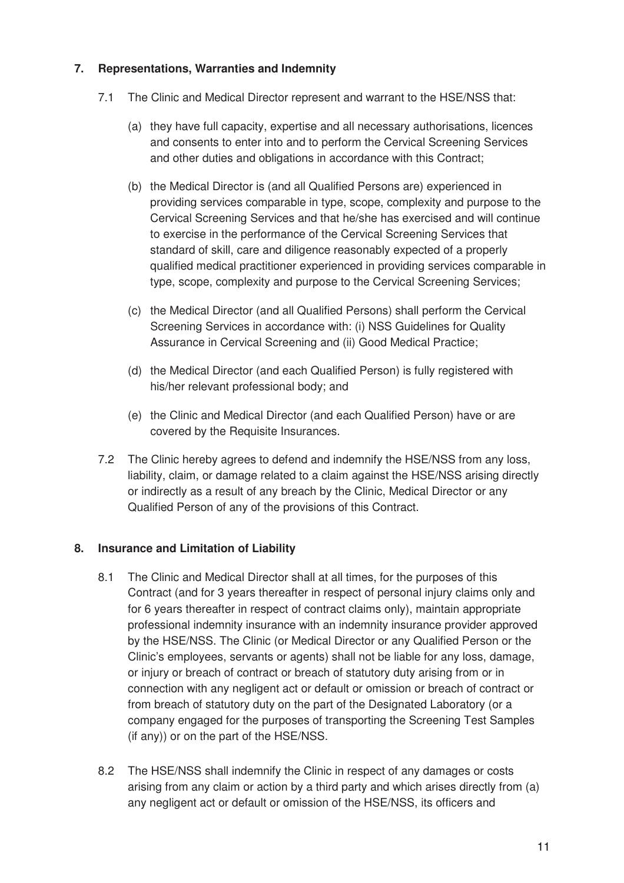## 7. Representations, Warranties and Indemnity

7.1 The Clinic and Medical Director represent and warrant to the HSE/NSS that:

(a) they have full capacity, expertise and all necessary authorisations, licences and consents to enter into and to perform the Cervical Screening Services and other duties and obligations in accordance with this Contract;

(b) the Medical Director is (and all Qualified Persons are) experienced in providing services comparable in type, scope, complexity and purpose to the Cervical Screening Services and that he/she has exercised and will continue to exercise in the performance of the Cervical Screening Services that standard of skill, care and diligence reasonably expected of a properly qualified medical practitioner experienced in providing services comparable in type, scope, complexity and purpose to the Cervical Screening Services;

(c) the Medical Director (and all Qualified Persons) shall perform the Cervical Screening Services in accordance with: (i) NSS Guidelines for Quality Assurance in Cervical Screening and (ii) Good Medical Practice;

(d) the Medical Director (and each Qualified Person) is fully registered with his/her relevant professional body; and

(e) the Clinic and Medical Director (and each Qualified Person) have or are covered by the Requisite Insurances.

7.2 The Clinic hereby agrees to defend and indemnify the HSE/NSS from any loss, liability, claim, or damage related to a claim against the HSE/NSS arising directly or indirectly as a result of any breach by the Clinic, Medical Director or any Qualified Person of any of the provisions of this Contract.

## 8. Insurance and Limitation of Liability

8.1 The Clinic and Medical Director shall at all times, for the purposes of this Contract (and for 3 years thereafter in respect of personal injury claims only and for 6 years thereafter in respect of contract claims only), maintain appropriate professional indemnity insurance with an indemnity insurance provider approved by the HSE/NSS. The Clinic (or Medical Director or any Qualified Person or the Clinic's employees, servants or agents) shall not be liable for any loss, damage, or injury or breach of contract or breach of statutory duty arising from or in connection with any negligent act or default or omission or breach of contract or from breach of statutory duty on the part of the Designated Laboratory (or a company engaged for the purposes of transporting the Screening Test Samples (if any)) or on the part of the HSE/NSS.

8.2 The HSE/NSS shall indemnify the Clinic in respect of any damages or costs arising from any claim or action by a third party and which arises directly from (a) any negligent act or default or omission of the HSE/NSS, its officers and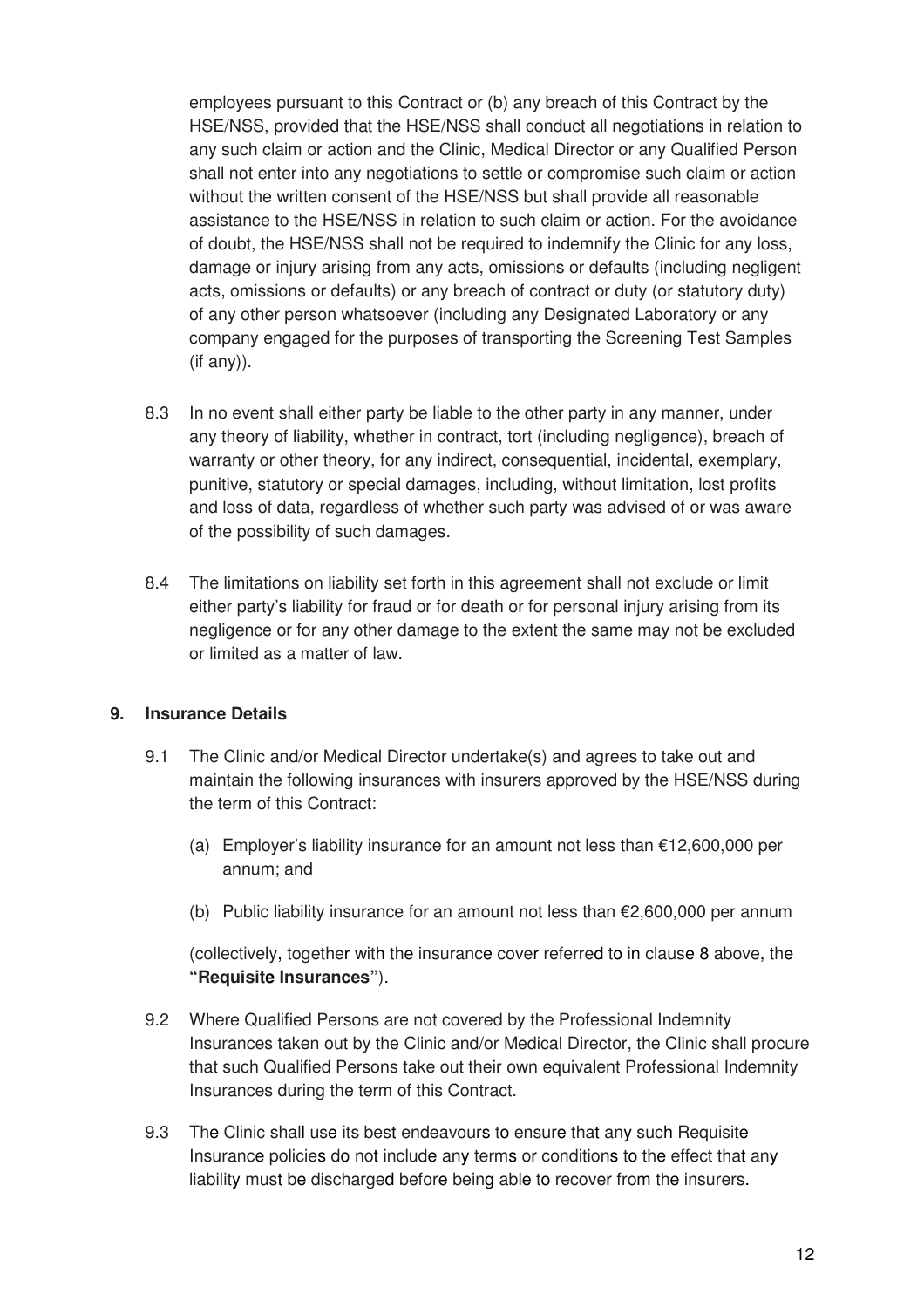employees pursuant to this Contract or (b) any breach of this Contract by the HSE/NSS, provided that the HSE/NSS shall conduct all negotiations in relation to any such claim or action and the Clinic, Medical Director or any Qualified Person shall not enter into any negotiations to settle or compromise such claim or action without the written consent of the HSE/NSS but shall provide all reasonable assistance to the HSE/NSS in relation to such claim or action. For the avoidance of doubt, the HSE/NSS shall not be required to indemnify the Clinic for any loss, damage or injury arising from any acts, omissions or defaults (including negligent acts, omissions or defaults) or any breach of contract or duty (or statutory duty) of any other person whatsoever (including any Designated Laboratory or any company engaged for the purposes of transporting the Screening Test Samples (if any)).

8.3 In no event shall either party be liable to the other party in any manner, under any theory of liability, whether in contract, tort (including negligence), breach of warranty or other theory, for any indirect, consequential, incidental, exemplary, punitive, statutory or special damages, including, without limitation, lost profits and loss of data, regardless of whether such party was advised of or was aware of the possibility of such damages.

8.4 The limitations on liability set forth in this agreement shall not exclude or limit either party's liability for fraud or for death or for personal injury arising from its negligence or for any other damage to the extent the same may not be excluded or limited as a matter of law.

## 9. Insurance Details

9.1 The Clinic and/or Medical Director undertake(s) and agrees to take out and maintain the following insurances with insurers approved by the HSE/NSS during the term of this Contract:

(a) Employer's liability insurance for an amount not less than €12,600,000 per annum; and

(b) Public liability insurance for an amount not less than €2,600,000 per annum

(collectively, together with the insurance cover referred to in clause 8 above, the **"Requisite Insurances"**).

9.2 Where Qualified Persons are not covered by the Professional Indemnity Insurances taken out by the Clinic and/or Medical Director, the Clinic shall procure that such Qualified Persons take out their own equivalent Professional Indemnity Insurances during the term of this Contract.

9.3 The Clinic shall use its best endeavours to ensure that any such Requisite Insurance policies do not include any terms or conditions to the effect that any liability must be discharged before being able to recover from the insurers.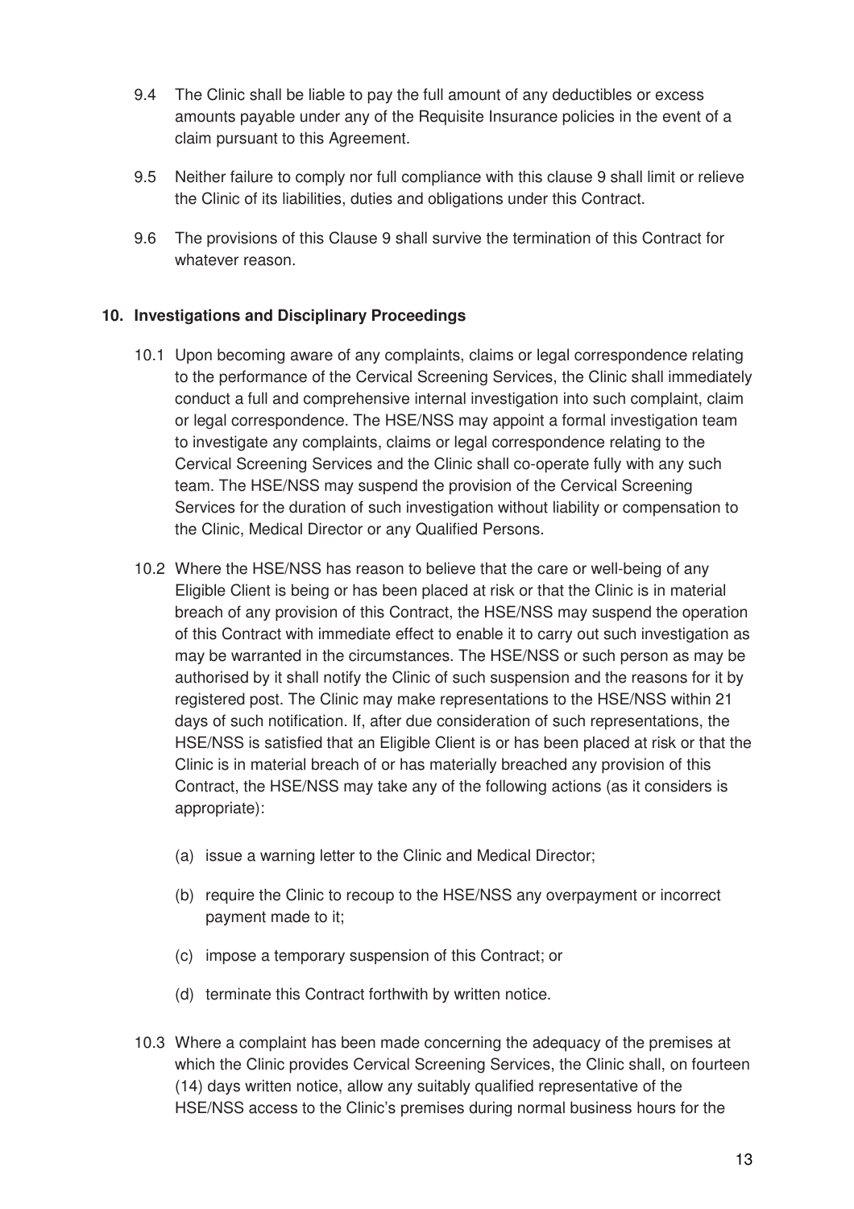9.4 The Clinic shall be liable to pay the full amount of any deductibles or excess amounts payable under any of the Requisite Insurance policies in the event of a claim pursuant to this Agreement.

9.5 Neither failure to comply nor full compliance with this clause 9 shall limit or relieve the Clinic of its liabilities, duties and obligations under this Contract.

9.6 The provisions of this Clause 9 shall survive the termination of this Contract for whatever reason.

## 10. Investigations and Disciplinary Proceedings

10.1 Upon becoming aware of any complaints, claims or legal correspondence relating to the performance of the Cervical Screening Services, the Clinic shall immediately conduct a full and comprehensive internal investigation into such complaint, claim or legal correspondence. The HSE/NSS may appoint a formal investigation team to investigate any complaints, claims or legal correspondence relating to the Cervical Screening Services and the Clinic shall co-operate fully with any such team. The HSE/NSS may suspend the provision of the Cervical Screening Services for the duration of such investigation without liability or compensation to the Clinic, Medical Director or any Qualified Persons.

10.2 Where the HSE/NSS has reason to believe that the care or well-being of any Eligible Client is being or has been placed at risk or that the Clinic is in material breach of any provision of this Contract, the HSE/NSS may suspend the operation of this Contract with immediate effect to enable it to carry out such investigation as may be warranted in the circumstances. The HSE/NSS or such person as may be authorised by it shall notify the Clinic of such suspension and the reasons for it by registered post. The Clinic may make representations to the HSE/NSS within 21 days of such notification. If, after due consideration of such representations, the HSE/NSS is satisfied that an Eligible Client is or has been placed at risk or that the Clinic is in material breach of or has materially breached any provision of this Contract, the HSE/NSS may take any of the following actions (as it considers is appropriate):

(a) issue a warning letter to the Clinic and Medical Director;

(b) require the Clinic to recoup to the HSE/NSS any overpayment or incorrect payment made to it;

(c) impose a temporary suspension of this Contract; or

(d) terminate this Contract forthwith by written notice.

10.3 Where a complaint has been made concerning the adequacy of the premises at which the Clinic provides Cervical Screening Services, the Clinic shall, on fourteen (14) days written notice, allow any suitably qualified representative of the HSE/NSS access to the Clinic's premises during normal business hours for the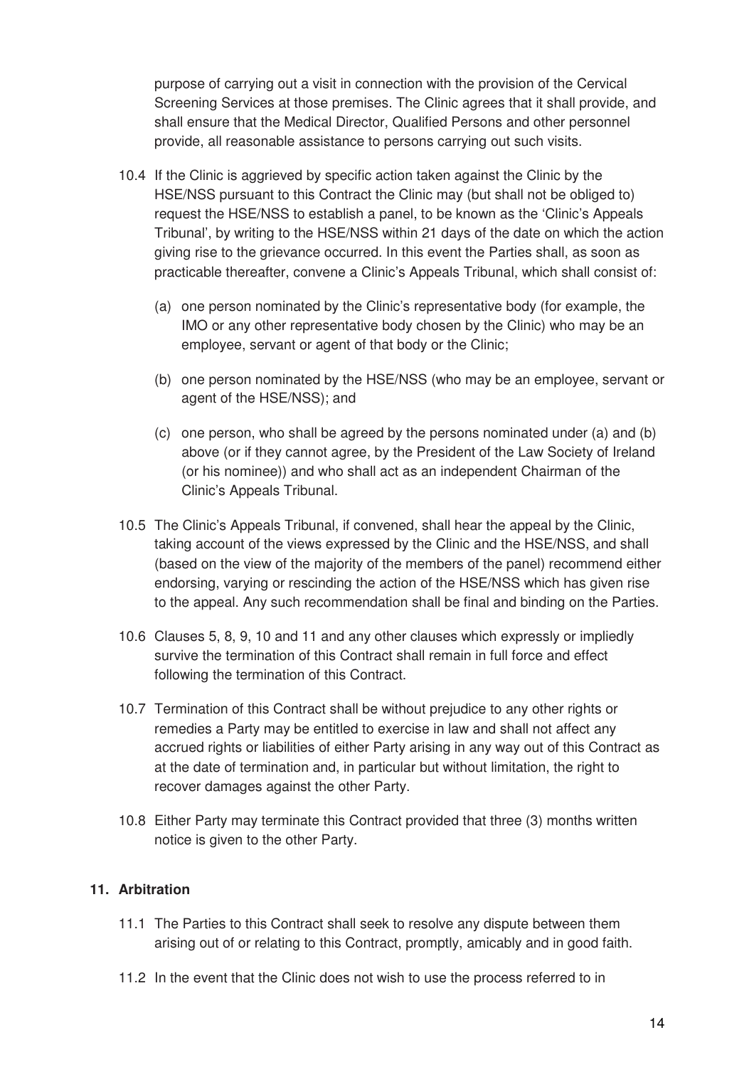purpose of carrying out a visit in connection with the provision of the Cervical Screening Services at those premises. The Clinic agrees that it shall provide, and shall ensure that the Medical Director, Qualified Persons and other personnel provide, all reasonable assistance to persons carrying out such visits.

10.4 If the Clinic is aggrieved by specific action taken against the Clinic by the HSE/NSS pursuant to this Contract the Clinic may (but shall not be obliged to) request the HSE/NSS to establish a panel, to be known as the 'Clinic's Appeals Tribunal', by writing to the HSE/NSS within 21 days of the date on which the action giving rise to the grievance occurred. In this event the Parties shall, as soon as practicable thereafter, convene a Clinic's Appeals Tribunal, which shall consist of:

(a) one person nominated by the Clinic's representative body (for example, the IMO or any other representative body chosen by the Clinic) who may be an employee, servant or agent of that body or the Clinic;

(b) one person nominated by the HSE/NSS (who may be an employee, servant or agent of the HSE/NSS); and

(c) one person, who shall be agreed by the persons nominated under (a) and (b) above (or if they cannot agree, by the President of the Law Society of Ireland (or his nominee)) and who shall act as an independent Chairman of the Clinic's Appeals Tribunal.

10.5 The Clinic's Appeals Tribunal, if convened, shall hear the appeal by the Clinic, taking account of the views expressed by the Clinic and the HSE/NSS, and shall (based on the view of the majority of the members of the panel) recommend either endorsing, varying or rescinding the action of the HSE/NSS which has given rise to the appeal. Any such recommendation shall be final and binding on the Parties.

10.6 Clauses 5, 8, 9, 10 and 11 and any other clauses which expressly or impliedly survive the termination of this Contract shall remain in full force and effect following the termination of this Contract.

10.7 Termination of this Contract shall be without prejudice to any other rights or remedies a Party may be entitled to exercise in law and shall not affect any accrued rights or liabilities of either Party arising in any way out of this Contract as at the date of termination and, in particular but without limitation, the right to recover damages against the other Party.

10.8 Either Party may terminate this Contract provided that three (3) months written notice is given to the other Party.

## 11. Arbitration

11.1 The Parties to this Contract shall seek to resolve any dispute between them arising out of or relating to this Contract, promptly, amicably and in good faith.

11.2 In the event that the Clinic does not wish to use the process referred to in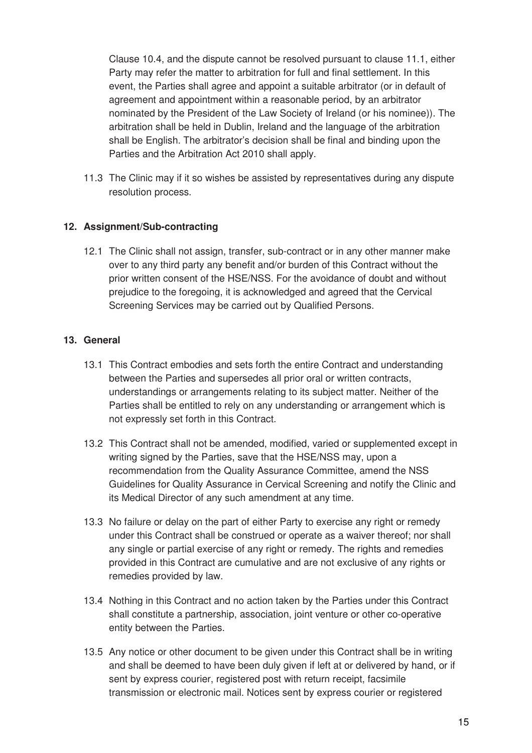Clause 10.4, and the dispute cannot be resolved pursuant to clause 11.1, either Party may refer the matter to arbitration for full and final settlement. In this event, the Parties shall agree and appoint a suitable arbitrator (or in default of agreement and appointment within a reasonable period, by an arbitrator nominated by the President of the Law Society of Ireland (or his nominee)). The arbitration shall be held in Dublin, Ireland and the language of the arbitration shall be English. The arbitrator's decision shall be final and binding upon the Parties and the Arbitration Act 2010 shall apply.

11.3 The Clinic may if it so wishes be assisted by representatives during any dispute resolution process.

## 12. Assignment/Sub-contracting

12.1 The Clinic shall not assign, transfer, sub-contract or in any other manner make over to any third party any benefit and/or burden of this Contract without the prior written consent of the HSE/NSS. For the avoidance of doubt and without prejudice to the foregoing, it is acknowledged and agreed that the Cervical Screening Services may be carried out by Qualified Persons.

## 13. General

13.1 This Contract embodies and sets forth the entire Contract and understanding between the Parties and supersedes all prior oral or written contracts, understandings or arrangements relating to its subject matter. Neither of the Parties shall be entitled to rely on any understanding or arrangement which is not expressly set forth in this Contract.

13.2 This Contract shall not be amended, modified, varied or supplemented except in writing signed by the Parties, save that the HSE/NSS may, upon a recommendation from the Quality Assurance Committee, amend the NSS Guidelines for Quality Assurance in Cervical Screening and notify the Clinic and its Medical Director of any such amendment at any time.

13.3 No failure or delay on the part of either Party to exercise any right or remedy under this Contract shall be construed or operate as a waiver thereof; nor shall any single or partial exercise of any right or remedy. The rights and remedies provided in this Contract are cumulative and are not exclusive of any rights or remedies provided by law.

13.4 Nothing in this Contract and no action taken by the Parties under this Contract shall constitute a partnership, association, joint venture or other co-operative entity between the Parties.

13.5 Any notice or other document to be given under this Contract shall be in writing and shall be deemed to have been duly given if left at or delivered by hand, or if sent by express courier, registered post with return receipt, facsimile transmission or electronic mail. Notices sent by express courier or registered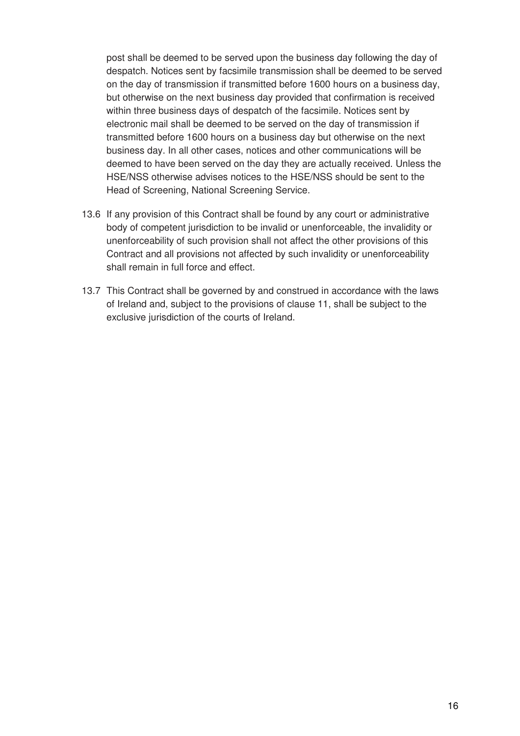post shall be deemed to be served upon the business day following the day of despatch. Notices sent by facsimile transmission shall be deemed to be served on the day of transmission if transmitted before 1600 hours on a business day, but otherwise on the next business day provided that confirmation is received within three business days of despatch of the facsimile. Notices sent by electronic mail shall be deemed to be served on the day of transmission if transmitted before 1600 hours on a business day but otherwise on the next business day. In all other cases, notices and other communications will be deemed to have been served on the day they are actually received. Unless the HSE/NSS otherwise advises notices to the HSE/NSS should be sent to the Head of Screening, National Screening Service.

13.6 If any provision of this Contract shall be found by any court or administrative body of competent jurisdiction to be invalid or unenforceable, the invalidity or unenforceability of such provision shall not affect the other provisions of this Contract and all provisions not affected by such invalidity or unenforceability shall remain in full force and effect.

13.7 This Contract shall be governed by and construed in accordance with the laws of Ireland and, subject to the provisions of clause 11, shall be subject to the exclusive jurisdiction of the courts of Ireland.